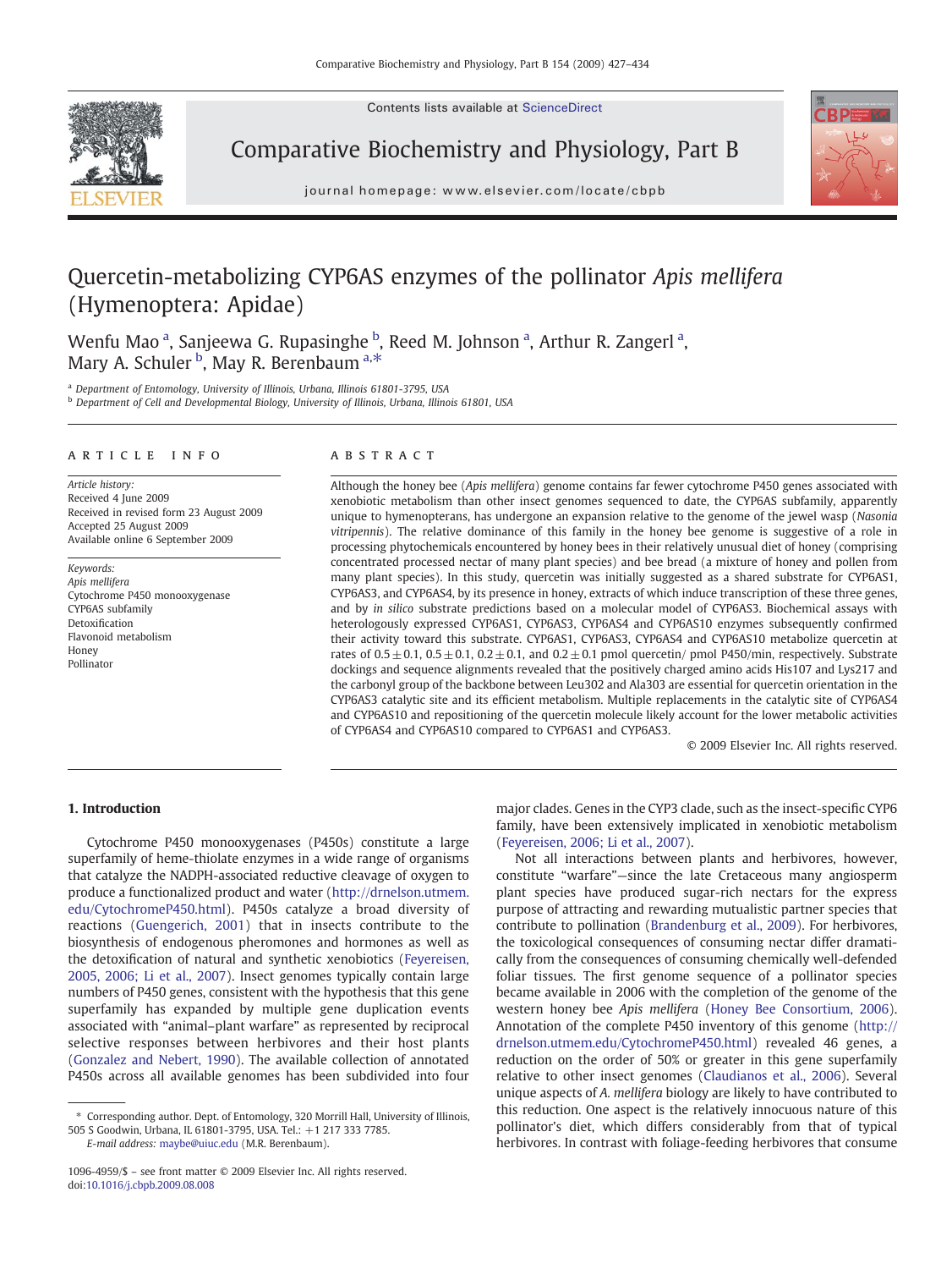# Quercetin-metabolizing CYP6AS enzymes of the pollinator *Apis mellifera* (Hymenoptera: Apidae)

Wenfu Mao [a], Sanjeewa G. Rupasinghe [b], Reed M. Johnson [a], Arthur R. Zangerl [a], Mary A. Schuler [b], May R. Berenbaum [a,*]

[a] Department of Entomology, University of Illinois, Urbana, Illinois 61801-3795, USA
[b] Department of Cell and Developmental Biology, University of Illinois, Urbana, Illinois 61801, USA

## ARTICLE INFO

*Article history:*
Received 4 June 2009
Received in revised form 23 August 2009
Accepted 25 August 2009
Available online 6 September 2009

*Keywords:*
*Apis mellifera*
Cytochrome P450 monooxygenase
CYP6AS subfamily
Detoxification
Flavonoid metabolism
Honey
Pollinator

## ABSTRACT

Although the honey bee (*Apis mellifera*) genome contains far fewer cytochrome P450 genes associated with xenobiotic metabolism than other insect genomes sequenced to date, the CYP6AS subfamily, apparently unique to hymenopterans, has undergone an expansion relative to the genome of the jewel wasp (*Nasonia vitripennis*). The relative dominance of this family in the honey bee genome is suggestive of a role in processing phytochemicals encountered by honey bees in their relatively unusual diet of honey (comprising concentrated processed nectar of many plant species) and bee bread (a mixture of honey and pollen from many plant species). In this study, quercetin was initially suggested as a shared substrate for CYP6AS1, CYP6AS3, and CYP6AS4, by its presence in honey, extracts of which induce transcription of these three genes, and by *in silico* substrate predictions based on a molecular model of CYP6AS3. Biochemical assays with heterologously expressed CYP6AS1, CYP6AS3, CYP6AS4 and CYP6AS10 enzymes subsequently confirmed their activity toward this substrate. CYP6AS1, CYP6AS3, CYP6AS4 and CYP6AS10 metabolize quercetin at rates of $0.5 \pm 0.1$, $0.5 \pm 0.1$, $0.2 \pm 0.1$, and $0.2 \pm 0.1$ pmol quercetin/ pmol P450/min, respectively. Substrate dockings and sequence alignments revealed that the positively charged amino acids His107 and Lys217 and the carbonyl group of the backbone between Leu302 and Ala303 are essential for quercetin orientation in the CYP6AS3 catalytic site and its efficient metabolism. Multiple replacements in the catalytic site of CYP6AS4 and CYP6AS10 and repositioning of the quercetin molecule likely account for the lower metabolic activities of CYP6AS4 and CYP6AS10 compared to CYP6AS1 and CYP6AS3.

© 2009 Elsevier Inc. All rights reserved.

## 1. Introduction

Cytochrome P450 monooxygenases (P450s) constitute a large superfamily of heme-thiolate enzymes in a wide range of organisms that catalyze the NADPH-associated reductive cleavage of oxygen to produce a functionalized product and water (http://drnelson.utmem.edu/CytochromeP450.html). P450s catalyze a broad diversity of reactions (Guengerich, 2001) that in insects contribute to the biosynthesis of endogenous pheromones and hormones as well as the detoxification of natural and synthetic xenobiotics (Feyereisen, 2005, 2006; Li et al., 2007). Insect genomes typically contain large numbers of P450 genes, consistent with the hypothesis that this gene superfamily has expanded by multiple gene duplication events associated with "animal–plant warfare" as represented by reciprocal selective responses between herbivores and their host plants (Gonzalez and Nebert, 1990). The available collection of annotated P450s across all available genomes has been subdivided into four major clades. Genes in the CYP3 clade, such as the insect-specific CYP6 family, have been extensively implicated in xenobiotic metabolism (Feyereisen, 2006; Li et al., 2007).

Not all interactions between plants and herbivores, however, constitute "warfare"—since the late Cretaceous many angiosperm plant species have produced sugar-rich nectars for the express purpose of attracting and rewarding mutualistic partner species that contribute to pollination (Brandenburg et al., 2009). For herbivores, the toxicological consequences of consuming nectar differ dramatically from the consequences of consuming chemically well-defended foliar tissues. The first genome sequence of a pollinator species became available in 2006 with the completion of the genome of the western honey bee *Apis mellifera* (Honey Bee Consortium, 2006). Annotation of the complete P450 inventory of this genome (http://drnelson.utmem.edu/CytochromeP450.html) revealed 46 genes, a reduction on the order of 50% or greater in this gene superfamily relative to other insect genomes (Claudianos et al., 2006). Several unique aspects of *A. mellifera* biology are likely to have contributed to this reduction. One aspect is the relatively innocuous nature of this pollinator's diet, which differs considerably from that of typical herbivores. In contrast with foliage-feeding herbivores that consume

* Corresponding author. Dept. of Entomology, 320 Morrill Hall, University of Illinois, 505 S Goodwin, Urbana, IL 61801-3795, USA. Tel.: +1 217 333 7785.
*E-mail address:* maybe@uiuc.edu (M.R. Berenbaum).

1096-4959/$ – see front matter © 2009 Elsevier Inc. All rights reserved.
doi:10.1016/j.cbpb.2009.08.008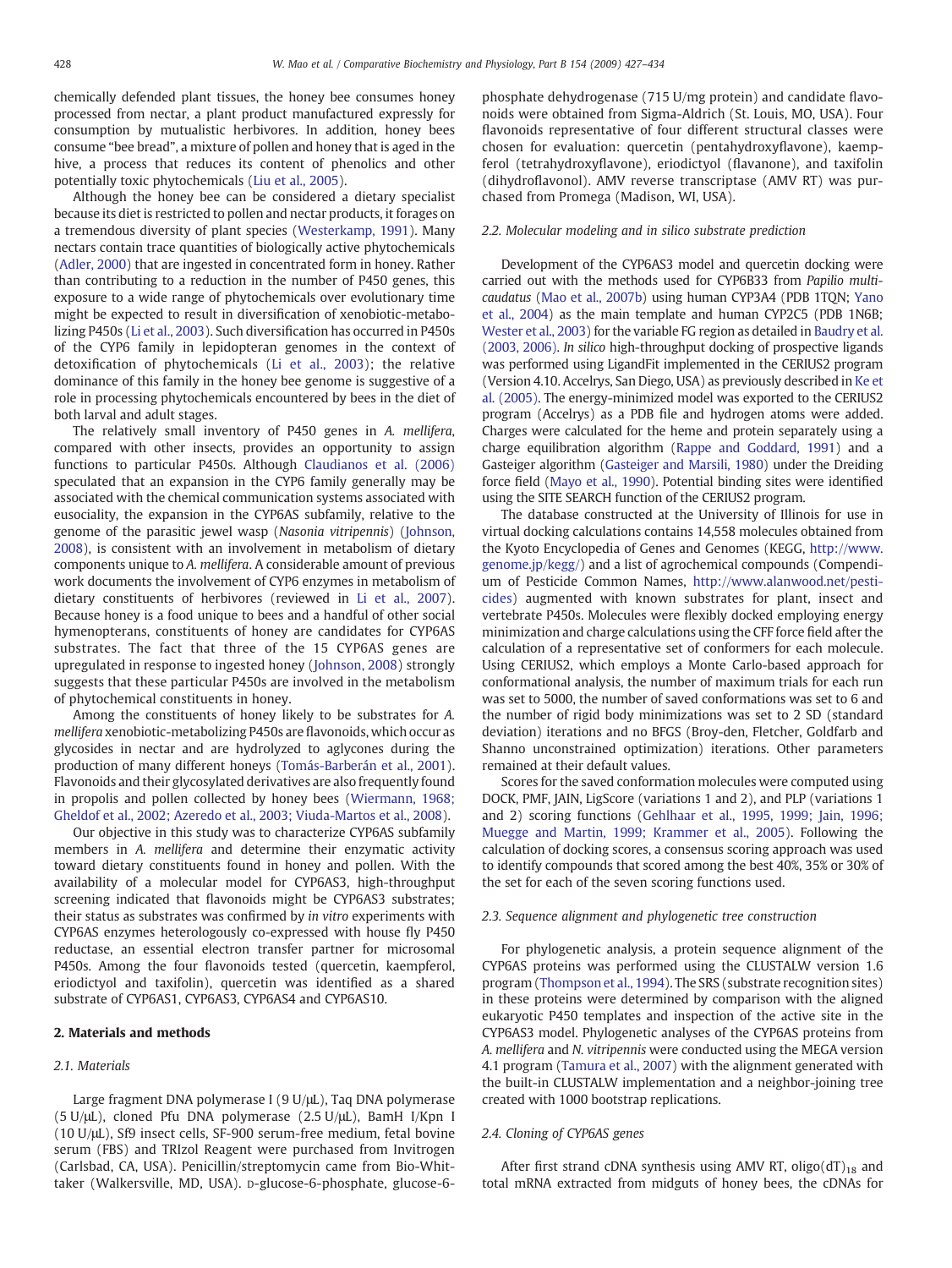chemically defended plant tissues, the honey bee consumes honey processed from nectar, a plant product manufactured expressly for consumption by mutualistic herbivores. In addition, honey bees consume "bee bread", a mixture of pollen and honey that is aged in the hive, a process that reduces its content of phenolics and other potentially toxic phytochemicals (Liu et al., 2005).

Although the honey bee can be considered a dietary specialist because its diet is restricted to pollen and nectar products, it forages on a tremendous diversity of plant species (Westerkamp, 1991). Many nectars contain trace quantities of biologically active phytochemicals (Adler, 2000) that are ingested in concentrated form in honey. Rather than contributing to a reduction in the number of P450 genes, this exposure to a wide range of phytochemicals over evolutionary time might be expected to result in diversification of xenobiotic-metabolizing P450s (Li et al., 2003). Such diversification has occurred in P450s of the CYP6 family in lepidopteran genomes in the context of detoxification of phytochemicals (Li et al., 2003); the relative dominance of this family in the honey bee genome is suggestive of a role in processing phytochemicals encountered by bees in the diet of both larval and adult stages.

The relatively small inventory of P450 genes in *A. mellifera*, compared with other insects, provides an opportunity to assign functions to particular P450s. Although Claudianos et al. (2006) speculated that an expansion in the CYP6 family generally may be associated with the chemical communication systems associated with eusociality, the expansion in the CYP6AS subfamily, relative to the genome of the parasitic jewel wasp (*Nasonia vitripennis*) (Johnson, 2008), is consistent with an involvement in metabolism of dietary components unique to *A. mellifera*. A considerable amount of previous work documents the involvement of CYP6 enzymes in metabolism of dietary constituents of herbivores (reviewed in Li et al., 2007). Because honey is a food unique to bees and a handful of other social hymenopterans, constituents of honey are candidates for CYP6AS substrates. The fact that three of the 15 CYP6AS genes are upregulated in response to ingested honey (Johnson, 2008) strongly suggests that these particular P450s are involved in the metabolism of phytochemical constituents in honey.

Among the constituents of honey likely to be substrates for *A. mellifera* xenobiotic-metabolizing P450s are flavonoids, which occur as glycosides in nectar and are hydrolyzed to aglycones during the production of many different honeys (Tomás-Barberán et al., 2001). Flavonoids and their glycosylated derivatives are also frequently found in propolis and pollen collected by honey bees (Wiermann, 1968; Gheldof et al., 2002; Azeredo et al., 2003; Viuda-Martos et al., 2008).

Our objective in this study was to characterize CYP6AS subfamily members in *A. mellifera* and determine their enzymatic activity toward dietary constituents found in honey and pollen. With the availability of a molecular model for CYP6AS3, high-throughput screening indicated that flavonoids might be CYP6AS3 substrates; their status as substrates was confirmed by *in vitro* experiments with CYP6AS enzymes heterologously co-expressed with house fly P450 reductase, an essential electron transfer partner for microsomal P450s. Among the four flavonoids tested (quercetin, kaempferol, eriodictyol and taxifolin), quercetin was identified as a shared substrate of CYP6AS1, CYP6AS3, CYP6AS4 and CYP6AS10.

## 2. Materials and methods

### 2.1. Materials

Large fragment DNA polymerase I (9 U/μL), Taq DNA polymerase (5 U/μL), cloned Pfu DNA polymerase (2.5 U/μL), BamH I/Kpn I (10 U/μL), Sf9 insect cells, SF-900 serum-free medium, fetal bovine serum (FBS) and TRIzol Reagent were purchased from Invitrogen (Carlsbad, CA, USA). Penicillin/streptomycin came from Bio-Whittaker (Walkersville, MD, USA). D-glucose-6-phosphate, glucose-6-phosphate dehydrogenase (715 U/mg protein) and candidate flavonoids were obtained from Sigma-Aldrich (St. Louis, MO, USA). Four flavonoids representative of four different structural classes were chosen for evaluation: quercetin (pentahydroxyflavone), kaempferol (tetrahydroxyflavone), eriodictyol (flavanone), and taxifolin (dihydroflavonol). AMV reverse transcriptase (AMV RT) was purchased from Promega (Madison, WI, USA).

### 2.2. Molecular modeling and in silico substrate prediction

Development of the CYP6AS3 model and quercetin docking were carried out with the methods used for CYP6B33 from *Papilio multicaudatus* (Mao et al., 2007b) using human CYP3A4 (PDB 1TQN; Yano et al., 2004) as the main template and human CYP2C5 (PDB 1N6B; Wester et al., 2003) for the variable FG region as detailed in Baudry et al. (2003, 2006). *In silico* high-throughput docking of prospective ligands was performed using LigandFit implemented in the CERIUS2 program (Version 4.10. Accelrys, San Diego, USA) as previously described in Ke et al. (2005). The energy-minimized model was exported to the CERIUS2 program (Accelrys) as a PDB file and hydrogen atoms were added. Charges were calculated for the heme and protein separately using a charge equilibration algorithm (Rappe and Goddard, 1991) and a Gasteiger algorithm (Gasteiger and Marsili, 1980) under the Dreiding force field (Mayo et al., 1990). Potential binding sites were identified using the SITE SEARCH function of the CERIUS2 program.

The database constructed at the University of Illinois for use in virtual docking calculations contains 14,558 molecules obtained from the Kyoto Encyclopedia of Genes and Genomes (KEGG, http://www.genome.jp/kegg/) and a list of agrochemical compounds (Compendium of Pesticide Common Names, http://www.alanwood.net/pesticides) augmented with known substrates for plant, insect and vertebrate P450s. Molecules were flexibly docked employing energy minimization and charge calculations using the CFF force field after the calculation of a representative set of conformers for each molecule. Using CERIUS2, which employs a Monte Carlo-based approach for conformational analysis, the number of maximum trials for each run was set to 5000, the number of saved conformations was set to 6 and the number of rigid body minimizations was set to 2 SD (standard deviation) iterations and no BFGS (Broy-den, Fletcher, Goldfarb and Shanno unconstrained optimization) iterations. Other parameters remained at their default values.

Scores for the saved conformation molecules were computed using DOCK, PMF, JAIN, LigScore (variations 1 and 2), and PLP (variations 1 and 2) scoring functions (Gehlhaar et al., 1995, 1999; Jain, 1996; Muegge and Martin, 1999; Krammer et al., 2005). Following the calculation of docking scores, a consensus scoring approach was used to identify compounds that scored among the best 40%, 35% or 30% of the set for each of the seven scoring functions used.

### 2.3. Sequence alignment and phylogenetic tree construction

For phylogenetic analysis, a protein sequence alignment of the CYP6AS proteins was performed using the CLUSTALW version 1.6 program (Thompson et al., 1994). The SRS (substrate recognition sites) in these proteins were determined by comparison with the aligned eukaryotic P450 templates and inspection of the active site in the CYP6AS3 model. Phylogenetic analyses of the CYP6AS proteins from *A. mellifera* and *N. vitripennis* were conducted using the MEGA version 4.1 program (Tamura et al., 2007) with the alignment generated with the built-in CLUSTALW implementation and a neighbor-joining tree created with 1000 bootstrap replications.

### 2.4. Cloning of CYP6AS genes

After first strand cDNA synthesis using AMV RT, oligo(dT)$_{18}$ and total mRNA extracted from midguts of honey bees, the cDNAs for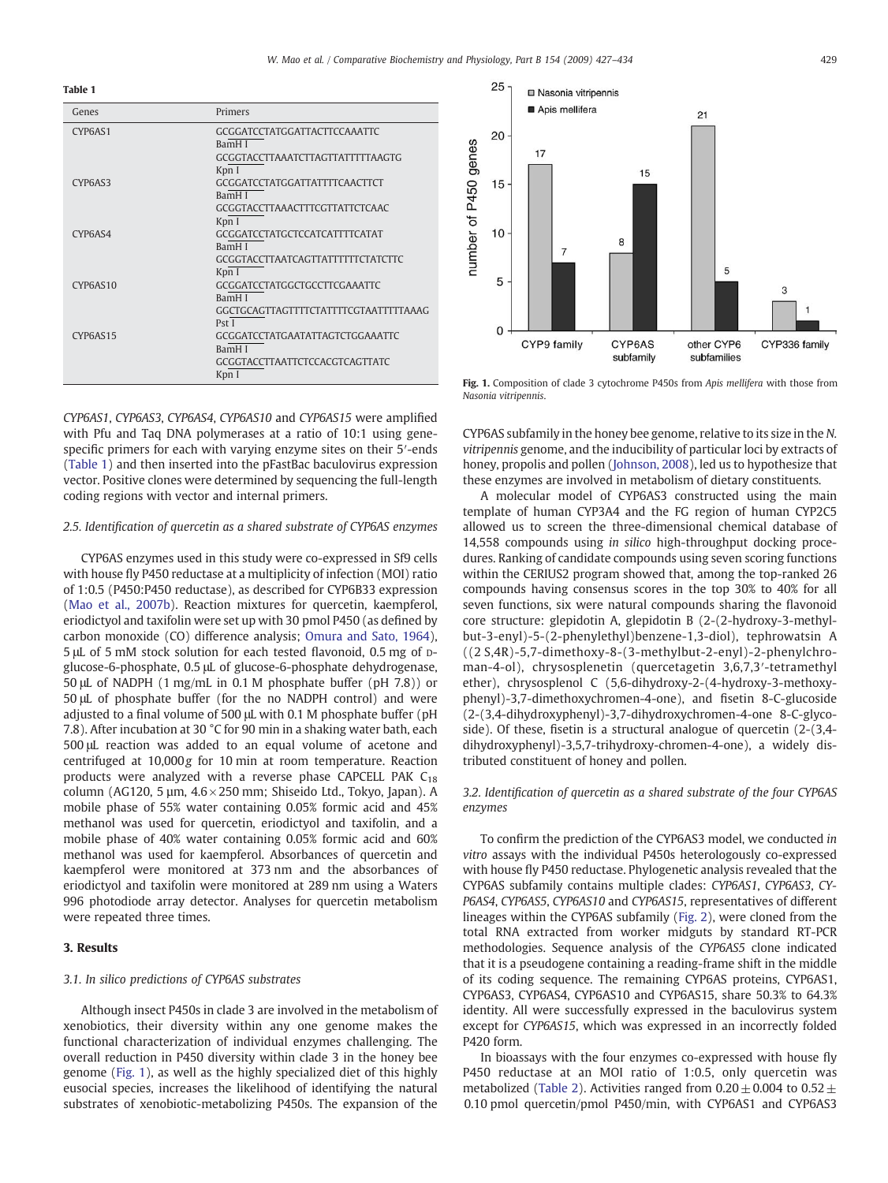**Table 1**

| Genes | Primers |
| --- | --- |
| CYP6AS1 | GCGGATCCTATGGATTACTTCCAAATTC<br>BamH I<br>GCGGTACCTTAAATCTTAGTTATTTTTAAGTG<br>Kpn I |
| CYP6AS3 | GCGGATCCTATGGATTATTTTCAACTTCT<br>BamH I<br>GCGGTACCTTAAACTTTCGTTATTCTCAAC<br>Kpn I |
| CYP6AS4 | GCGGATCCTATGCTCCATCATTTTCATAT<br>BamH I<br>GCGGTACCTTAATCAGTTATTTTTTCTATCTTC<br>Kpn I |
| CYP6AS10 | GCGGATCCTATGGCTGCCTTCGAAATTC<br>BamH I<br>GGCTGCAGTTAGTTTTCTATTTTCGTAATTTTTAAAG<br>Pst I |
| CYP6AS15 | GCGGATCCTATGAATATTAGTCTGGAAATTC<br>BamH I<br>GCGGTACCTTAATTCTCCACGTCAGTTATC<br>Kpn I |

*CYP6AS1*, *CYP6AS3*, *CYP6AS4*, *CYP6AS10* and *CYP6AS15* were amplified with Pfu and Taq DNA polymerases at a ratio of 10:1 using gene-specific primers for each with varying enzyme sites on their 5′-ends (Table 1) and then inserted into the pFastBac baculovirus expression vector. Positive clones were determined by sequencing the full-length coding regions with vector and internal primers.

### 2.5. Identification of quercetin as a shared substrate of CYP6AS enzymes

CYP6AS enzymes used in this study were co-expressed in Sf9 cells with house fly P450 reductase at a multiplicity of infection (MOI) ratio of 1:0.5 (P450:P450 reductase), as described for CYP6B33 expression (Mao et al., 2007b). Reaction mixtures for quercetin, kaempferol, eriodictyol and taxifolin were set up with 30 pmol P450 (as defined by carbon monoxide (CO) difference analysis; Omura and Sato, 1964), 5 μL of 5 mM stock solution for each tested flavonoid, 0.5 mg of D-glucose-6-phosphate, 0.5 μL of glucose-6-phosphate dehydrogenase, 50 μL of NADPH (1 mg/mL in 0.1 M phosphate buffer (pH 7.8)) or 50 μL of phosphate buffer (for the no NADPH control) and were adjusted to a final volume of 500 μL with 0.1 M phosphate buffer (pH 7.8). After incubation at 30 °C for 90 min in a shaking water bath, each 500 μL reaction was added to an equal volume of acetone and centrifuged at 10,000 *g* for 10 min at room temperature. Reaction products were analyzed with a reverse phase CAPCELL PAK $C_{18}$ column (AG120, 5 μm, 4.6 × 250 mm; Shiseido Ltd., Tokyo, Japan). A mobile phase of 55% water containing 0.05% formic acid and 45% methanol was used for quercetin, eriodictyol and taxifolin, and a mobile phase of 40% water containing 0.05% formic acid and 60% methanol was used for kaempferol. Absorbances of quercetin and kaempferol were monitored at 373 nm and the absorbances of eriodictyol and taxifolin were monitored at 289 nm using a Waters 996 photodiode array detector. Analyses for quercetin metabolism were repeated three times.

## 3. Results

### 3.1. In silico predictions of CYP6AS substrates

Although insect P450s in clade 3 are involved in the metabolism of xenobiotics, their diversity within any one genome makes the functional characterization of individual enzymes challenging. The overall reduction in P450 diversity within clade 3 in the honey bee genome (Fig. 1), as well as the highly specialized diet of this highly eusocial species, increases the likelihood of identifying the natural substrates of xenobiotic-metabolizing P450s. The expansion of the CYP6AS subfamily in the honey bee genome, relative to its size in the *N. vitripennis* genome, and the inducibility of particular loci by extracts of honey, propolis and pollen (Johnson, 2008), led us to hypothesize that these enzymes are involved in metabolism of dietary constituents.

**Fig. 1.** Composition of clade 3 cytochrome P450s from *Apis mellifera* with those from *Nasonia vitripennis*.

A molecular model of CYP6AS3 constructed using the main template of human CYP3A4 and the FG region of human CYP2C5 allowed us to screen the three-dimensional chemical database of 14,558 compounds using *in silico* high-throughput docking procedures. Ranking of candidate compounds using seven scoring functions within the CERIUS2 program showed that, among the top-ranked 26 compounds having consensus scores in the top 30% to 40% for all seven functions, six were natural compounds sharing the flavonoid core structure: glepidotin A, glepidotin B (2-(2-hydroxy-3-methylbut-3-enyl)-5-(2-phenylethyl)benzene-1,3-diol), tephrowatsin A ((2 S,4R)-5,7-dimethoxy-8-(3-methylbut-2-enyl)-2-phenylchroman-4-ol), chrysosplenetin (quercetagetin 3,6,7,3′-tetramethyl ether), chrysosplenol C (5,6-dihydroxy-2-(4-hydroxy-3-methoxyphenyl)-3,7-dimethoxychromen-4-one), and fisetin 8-C-glucoside (2-(3,4-dihydroxyphenyl)-3,7-dihydroxychromen-4-one 8-C-glycoside). Of these, fisetin is a structural analogue of quercetin (2-(3,4-dihydroxyphenyl)-3,5,7-trihydroxy-chromen-4-one), a widely distributed constituent of honey and pollen.

### 3.2. Identification of quercetin as a shared substrate of the four CYP6AS enzymes

To confirm the prediction of the CYP6AS3 model, we conducted *in vitro* assays with the individual P450s heterologously co-expressed with house fly P450 reductase. Phylogenetic analysis revealed that the CYP6AS subfamily contains multiple clades: *CYP6AS1*, *CYP6AS3*, *CYP6AS4*, *CYP6AS5*, *CYP6AS10* and *CYP6AS15*, representatives of different lineages within the CYP6AS subfamily (Fig. 2), were cloned from the total RNA extracted from worker midguts by standard RT-PCR methodologies. Sequence analysis of the *CYP6AS5* clone indicated that it is a pseudogene containing a reading-frame shift in the middle of its coding sequence. The remaining CYP6AS proteins, CYP6AS1, CYP6AS3, CYP6AS4, CYP6AS10 and CYP6AS15, share 50.3% to 64.3% identity. All were successfully expressed in the baculovirus system except for *CYP6AS15*, which was expressed in an incorrectly folded P420 form.

In bioassays with the four enzymes co-expressed with house fly P450 reductase at an MOI ratio of 1:0.5, only quercetin was metabolized (Table 2). Activities ranged from 0.20 ± 0.004 to 0.52 ± 0.10 pmol quercetin/pmol P450/min, with CYP6AS1 and CYP6AS3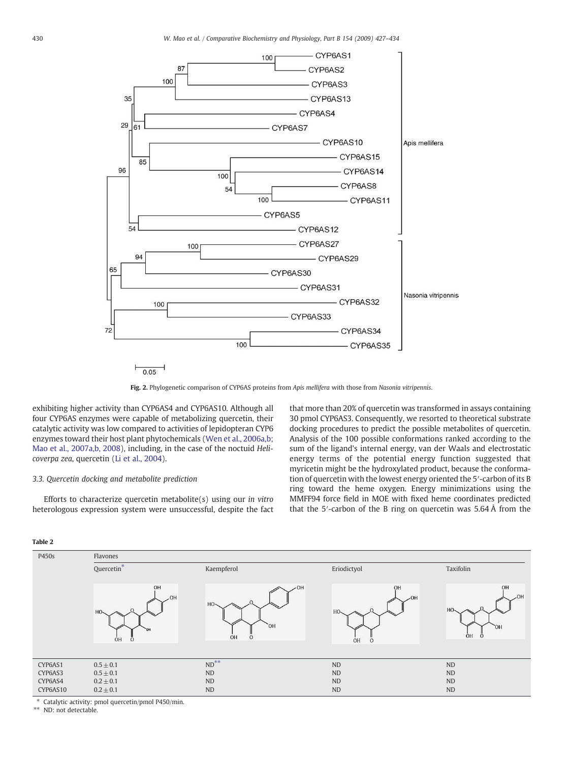Fig. 2. Phylogenetic comparison of CYP6AS proteins from *Apis mellifera* with those from *Nasonia vitripennis*.

exhibiting higher activity than CYP6AS4 and CYP6AS10. Although all four CYP6AS enzymes were capable of metabolizing quercetin, their catalytic activity was low compared to activities of lepidopteran CYP6 enzymes toward their host plant phytochemicals (Wen et al., 2006a,b; Mao et al., 2007a,b, 2008), including, in the case of the noctuid *Helicoverpa zea*, quercetin (Li et al., 2004).

### 3.3. Quercetin docking and metabolite prediction

Efforts to characterize quercetin metabolite(s) using our *in vitro* heterologous expression system were unsuccessful, despite the fact that more than 20% of quercetin was transformed in assays containing 30 pmol CYP6AS3. Consequently, we resorted to theoretical substrate docking procedures to predict the possible metabolites of quercetin. Analysis of the 100 possible conformations ranked according to the sum of the ligand's internal energy, van der Waals and electrostatic energy terms of the potential energy function suggested that myricetin might be the hydroxylated product, because the conformation of quercetin with the lowest energy oriented the 5′-carbon of its B ring toward the heme oxygen. Energy minimizations using the MMFF94 force field in MOE with fixed heme coordinates predicted that the 5′-carbon of the B ring on quercetin was 5.64 Å from the

**Table 2**

| P450s | Flavones | | | |
|---|---|---|---|---|
| | Quercetin* | Kaempferol | Eriodictyol | Taxifolin |
| CYP6AS1 | 0.5 ± 0.1 | ND** | ND | ND |
| CYP6AS3 | 0.5 ± 0.1 | ND | ND | ND |
| CYP6AS4 | 0.2 ± 0.1 | ND | ND | ND |
| CYP6AS10 | 0.2 ± 0.1 | ND | ND | ND |

\* Catalytic activity: pmol quercetin/pmol P450/min.

\*\* ND: not detectable.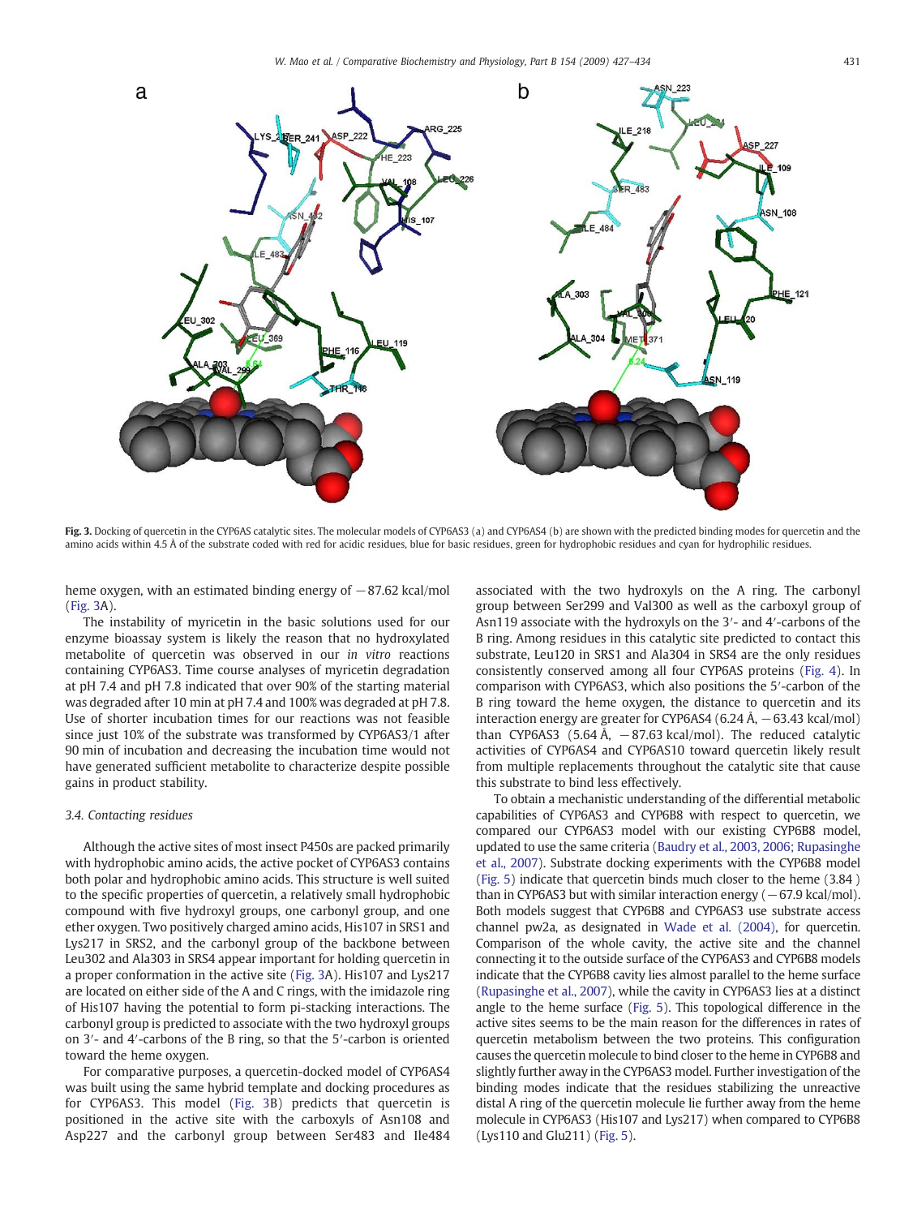**Fig. 3.** Docking of quercetin in the CYP6AS catalytic sites. The molecular models of CYP6AS3 (a) and CYP6AS4 (b) are shown with the predicted binding modes for quercetin and the amino acids within 4.5 Å of the substrate coded with red for acidic residues, blue for basic residues, green for hydrophobic residues and cyan for hydrophilic residues.

heme oxygen, with an estimated binding energy of −87.62 kcal/mol (Fig. 3A).

The instability of myricetin in the basic solutions used for our enzyme bioassay system is likely the reason that no hydroxylated metabolite of quercetin was observed in our *in vitro* reactions containing CYP6AS3. Time course analyses of myricetin degradation at pH 7.4 and pH 7.8 indicated that over 90% of the starting material was degraded after 10 min at pH 7.4 and 100% was degraded at pH 7.8. Use of shorter incubation times for our reactions was not feasible since just 10% of the substrate was transformed by CYP6AS3/1 after 90 min of incubation and decreasing the incubation time would not have generated sufficient metabolite to characterize despite possible gains in product stability.

### 3.4. Contacting residues

Although the active sites of most insect P450s are packed primarily with hydrophobic amino acids, the active pocket of CYP6AS3 contains both polar and hydrophobic amino acids. This structure is well suited to the specific properties of quercetin, a relatively small hydrophobic compound with five hydroxyl groups, one carbonyl group, and one ether oxygen. Two positively charged amino acids, His107 in SRS1 and Lys217 in SRS2, and the carbonyl group of the backbone between Leu302 and Ala303 in SRS4 appear important for holding quercetin in a proper conformation in the active site (Fig. 3A). His107 and Lys217 are located on either side of the A and C rings, with the imidazole ring of His107 having the potential to form pi-stacking interactions. The carbonyl group is predicted to associate with the two hydroxyl groups on 3′- and 4′-carbons of the B ring, so that the 5′-carbon is oriented toward the heme oxygen.

For comparative purposes, a quercetin-docked model of CYP6AS4 was built using the same hybrid template and docking procedures as for CYP6AS3. This model (Fig. 3B) predicts that quercetin is positioned in the active site with the carboxyls of Asn108 and Asp227 and the carbonyl group between Ser483 and Ile484 associated with the two hydroxyls on the A ring. The carbonyl group between Ser299 and Val300 as well as the carboxyl group of Asn119 associate with the hydroxyls on the 3′- and 4′-carbons of the B ring. Among residues in this catalytic site predicted to contact this substrate, Leu120 in SRS1 and Ala304 in SRS4 are the only residues consistently conserved among all four CYP6AS proteins (Fig. 4). In comparison with CYP6AS3, which also positions the 5′-carbon of the B ring toward the heme oxygen, the distance to quercetin and its interaction energy are greater for CYP6AS4 (6.24 Å, −63.43 kcal/mol) than CYP6AS3 (5.64 Å, −87.63 kcal/mol). The reduced catalytic activities of CYP6AS4 and CYP6AS10 toward quercetin likely result from multiple replacements throughout the catalytic site that cause this substrate to bind less effectively.

To obtain a mechanistic understanding of the differential metabolic capabilities of CYP6AS3 and CYP6B8 with respect to quercetin, we compared our CYP6AS3 model with our existing CYP6B8 model, updated to use the same criteria (Baudry et al., 2003, 2006; Rupasinghe et al., 2007). Substrate docking experiments with the CYP6B8 model (Fig. 5) indicate that quercetin binds much closer to the heme (3.84 ) than in CYP6AS3 but with similar interaction energy (−67.9 kcal/mol). Both models suggest that CYP6B8 and CYP6AS3 use substrate access channel pw2a, as designated in Wade et al. (2004), for quercetin. Comparison of the whole cavity, the active site and the channel connecting it to the outside surface of the CYP6AS3 and CYP6B8 models indicate that the CYP6B8 cavity lies almost parallel to the heme surface (Rupasinghe et al., 2007), while the cavity in CYP6AS3 lies at a distinct angle to the heme surface (Fig. 5). This topological difference in the active sites seems to be the main reason for the differences in rates of quercetin metabolism between the two proteins. This configuration causes the quercetin molecule to bind closer to the heme in CYP6B8 and slightly further away in the CYP6AS3 model. Further investigation of the binding modes indicate that the residues stabilizing the unreactive distal A ring of the quercetin molecule lie further away from the heme molecule in CYP6AS3 (His107 and Lys217) when compared to CYP6B8 (Lys110 and Glu211) (Fig. 5).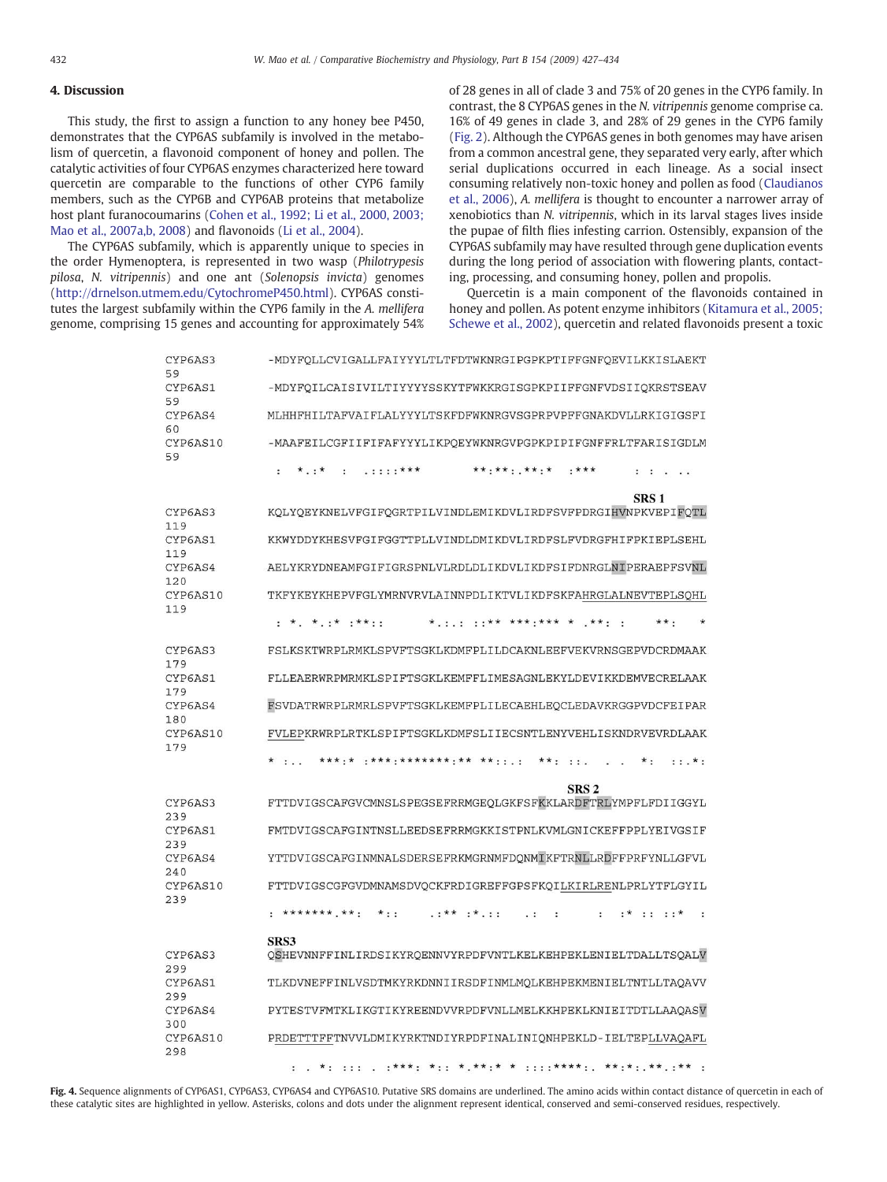## 4. Discussion

This study, the first to assign a function to any honey bee P450, demonstrates that the CYP6AS subfamily is involved in the metabolism of quercetin, a flavonoid component of honey and pollen. The catalytic activities of four CYP6AS enzymes characterized here toward quercetin are comparable to the functions of other CYP6 family members, such as the CYP6B and CYP6AB proteins that metabolize host plant furanocoumarins (Cohen et al., 1992; Li et al., 2000, 2003; Mao et al., 2007a,b, 2008) and flavonoids (Li et al., 2004).

The CYP6AS subfamily, which is apparently unique to species in the order Hymenoptera, is represented in two wasp (*Philotrypesis pilosa*, *N. vitripennis*) and one ant (*Solenopsis invicta*) genomes (http://drnelson.utmem.edu/CytochromeP450.html). CYP6AS constitutes the largest subfamily within the CYP6 family in the *A. mellifera* genome, comprising 15 genes and accounting for approximately 54% of 28 genes in all of clade 3 and 75% of 20 genes in the CYP6 family. In contrast, the 8 CYP6AS genes in the *N. vitripennis* genome comprise ca. 16% of 49 genes in clade 3, and 28% of 29 genes in the CYP6 family (Fig. 2). Although the CYP6AS genes in both genomes may have arisen from a common ancestral gene, they separated very early, after which serial duplications occurred in each lineage. As a social insect consuming relatively non-toxic honey and pollen as food (Claudianos et al., 2006), *A. mellifera* is thought to encounter a narrower array of xenobiotics than *N. vitripennis*, which in its larval stages lives inside the pupae of filth flies infesting carrion. Ostensibly, expansion of the CYP6AS subfamily may have resulted through gene duplication events during the long period of association with flowering plants, contacting, processing, and consuming honey, pollen and propolis.

Quercetin is a main component of the flavonoids contained in honey and pollen. As potent enzyme inhibitors (Kitamura et al., 2005; Schewe et al., 2002), quercetin and related flavonoids present a toxic

```
CYP6AS3  59   -MDYFQLLCVIGALLFAIYYYLTLTFDTWKNRGIPGPKPTIFFGNFQEVILKKISLAEKT
CYP6AS1  59   -MDYFQILCAISIVILTIYYYYSSKYTFWKKRGISGPKPIIFFGNFVDSIIQKRSTSEAV
CYP6AS4  60   MLHHFHILTAFVAIFLALYYYLTSKFDFWKNRGVSGPRPVPFFGNAKDVLLRKIGIGSFI
CYP6AS10 59   -MAAFEILCGFIIFIFAFYYYLIKPQEYWKNRGVPGPKPIPIFGNFFRLTFARISIGDLM
               :  *.:*  :  .::::***        **:**:.**:*  :***      : : . ..

                                                                 SRS 1
CYP6AS3  119  KQLYQEYKNELVFGIFQGRTPILVINDLEMIKDVLIRDFSVFPDRGIHVNPKVEPIFQTL
CYP6AS1  119  KKWYDDYKHESVFGIFGGTTPLLVINDLDMIKDVLIRDFSLFVDRGFHIFPKIEPLSEHL
CYP6AS4  120  AELYKRYDNEAMFGIFIGRSPNLVLRDLDLIKDVLIKDFSIFDNRGLNIPERAEPFSVNL
CYP6AS10 119  TKFYKEYKHEPVFGLYMRNVRVLAINNPDLIKTVLIKDFSKFAHRGLALNEVTEPLSQHL
               : *. *.:* :**::      *.:.: ::** ***:*** * .**: :     **:    *

CYP6AS3  179  FSLKSKTWRPLRMKLSPVFTSGKLKDMFPLILDCAKNLEEFVEKVRNSGEPVDCRDMAAK
CYP6AS1  179  FLLEAERWRPMRMKLSPIFTSGKLKEMFFLIMESAGNLEKYLDEVIKKDEMVECRELAAK
CYP6AS4  180  FSVDATRWRPLRMRLSPVFTSGKLKEMFPLILECAEHLEQCLEDAVKRGGPVDCFEIPAR
CYP6AS10 179  FVLEPKRWRPLRTKLSPIFTSGKLKDMFSLIIECSNTLENYVEHLISKNDRVEVRDLAAK
              * :..   ***:* :***:*******:** **::.:   **: ::.  .  .   *:  ::.*:

                                                           SRS 2
CYP6AS3  239  FTTDVIGSCAFGVCMNSLSPEGSEFRRMGEQLGKFSFKKLARDFTRLYMPFLFDIIGGYL
CYP6AS1  239  FMTDVIGSCAFGINTNSLLEEDSEFRRMGKKISTPNLKVMLGNICKEFFPPLYEIVGSIF
CYP6AS4  240  YTTDVIGSCAFGINMNALSDERSEFRKMGRNMFDQNMIKFTRNLLRDFFPRFYNLLGFVL
CYP6AS10 239  FTTDVIGSCGFGVDMNAMSDVQCKFRDIGREFFGPSFKQILKIRLRENLPRLYTFLGYIL
              : *******.**:   *::     .:** :*.::    .:   :      :  :* :: ::*  :

              SRS3
CYP6AS3  299  QSHEVNNFFINLIRDSIKYRQENNVYRPDFVNTLKELKEHPEKLENIELTDALLTSQALV
CYP6AS1  299  TLKDVNEFFINLVSDTMKYRKDNNIIRSDFINMLMQLKEHPEKMENIELTNTLLTAQAVV
CYP6AS4  300  PYTESTVFMTKLIKGTIKYREENDVVRPDFVNLLMELKKHPEKLKNIEITDTLLAAQASV
CYP6AS10 298  PRDETTTFFTNVVLDMIKYRKTNDIYRPDFINALINIQNHPEKLD-IELTEPLLVAQAFL
                : .  *: ::: .  :***: *:: *.**:* *  ::::****:.  **:*:.**.:** :
```

**Fig. 4.** Sequence alignments of CYP6AS1, CYP6AS3, CYP6AS4 and CYP6AS10. Putative SRS domains are underlined. The amino acids within contact distance of quercetin in each of these catalytic sites are highlighted in yellow. Asterisks, colons and dots under the alignment represent identical, conserved and semi-conserved residues, respectively.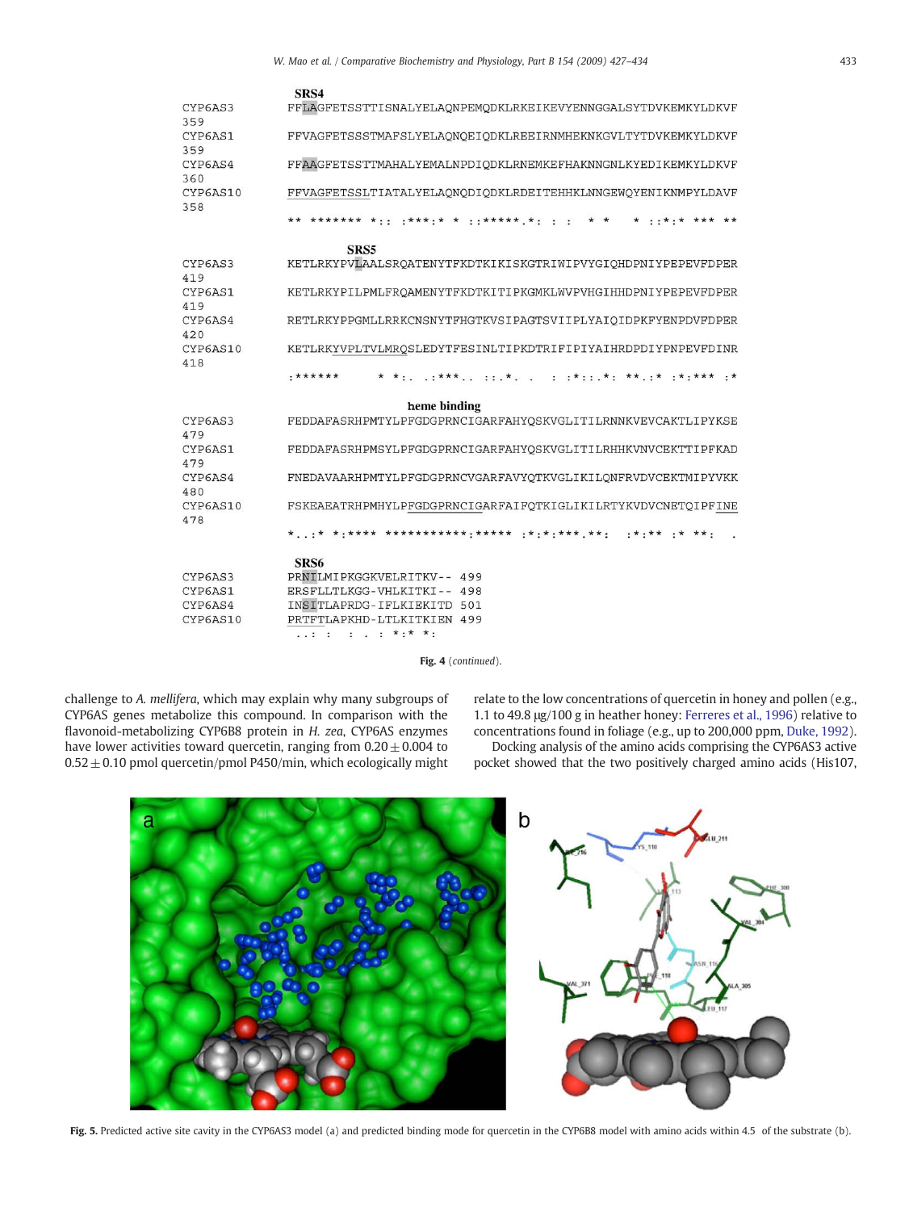```
                SRS4
CYP6AS3     FFLAGFETSSTTISNALYELAQNPEMQDKLRKEIKEVYENNGGALSYTDVKEMKYLDKVF
359
CYP6AS1     FFVAGFETSSSTMAFSLYELAQNQEIQDKLREEIRNMHEKNKGVLTYTDVKEMKYLDKVF
359
CYP6AS4     FFAAGFETSSTTMAHALYEMALNPDIQDKLRNEMKEFHAKNNGNLKYEDIKEMKYLDKVF
360
CYP6AS10    FFVAGFETSSLTIATALYELAQNQDIQDKLRDEITEHHKLNNGEWQYENIKNMPYLDAVF
358
            ** ******* *:: :***:* * ::*****.*: : :  * *   * ::*:* *** **

                    SRS5
CYP6AS3     KETLRKYPVLAALSRQATENYTFKDTKIKISKGTRIWIPVYGIQHDPNIYPEPEVFDPER
419
CYP6AS1     KETLRKYPILPMLFRQAMENYTFKDTKITIPKGMKLWVPVHGIHHDPNIYPEPEVFDPER
419
CYP6AS4     RETLRKYPPGMLLRRKCNSNYTFHGTKVSIPAGTSVIIPLYAIQIDPKFYENPDVFDPER
420
CYP6AS10    KETLRKYVPLTVLMRQSLEDYTFESINLTIPKDTRIFIPIYAIHRDPDIYPNPEVFDINR
418
            :******     * *:. .:***.. ::.*. .   : :*::.*: **.:* :*:*** :*

                           heme binding
CYP6AS3     FEDDAFASRHPMTYLPFGDGPRNCIGARFAHYQSKVGLITILRNNKVEVCAKTLIPYKSE
479
CYP6AS1     FEDDAFASRHPMSYLPFGDGPRNCIGARFAHYQSKVGLITILRHHKVNVCEKTTIPFKAD
479
CYP6AS4     FNEDAVAARHPMTYLPFGDGPRNCVGARFAVYQTKVGLIKILQNFRVDVCEKTMIPYVKK
480
CYP6AS10    FSKEAEATRHPMHYLPFGDGPRNCIGARFAIFQTKIGLIKILRTYKVDVCNETQIPFINE
478
            *..:* *:**** ***********:***** :*:*:***.**:   :*:** :* **:   .

            SRS6
CYP6AS3     PRNILMIPKGGKVELRITKV--  499
CYP6AS1     ERSFLLTLKGG-VHLKITKI--  498
CYP6AS4     INSITLAPRDG-IFLKIEKITD  501
CYP6AS10    PRTFTLAPKHD-LTLKITKIEN  499
             ..: :   : . : *:* *:
```

**Fig. 4** (*continued*).

challenge to *A. mellifera*, which may explain why many subgroups of CYP6AS genes metabolize this compound. In comparison with the flavonoid-metabolizing CYP6B8 protein in *H. zea*, CYP6AS enzymes have lower activities toward quercetin, ranging from $0.20 \pm 0.004$ to $0.52 \pm 0.10$ pmol quercetin/pmol P450/min, which ecologically might relate to the low concentrations of quercetin in honey and pollen (e.g., 1.1 to 49.8 μg/100 g in heather honey: Ferreres et al., 1996) relative to concentrations found in foliage (e.g., up to 200,000 ppm, Duke, 1992).

Docking analysis of the amino acids comprising the CYP6AS3 active pocket showed that the two positively charged amino acids (His107,

**Fig. 5.** Predicted active site cavity in the CYP6AS3 model (a) and predicted binding mode for quercetin in the CYP6B8 model with amino acids within 4.5 of the substrate (b).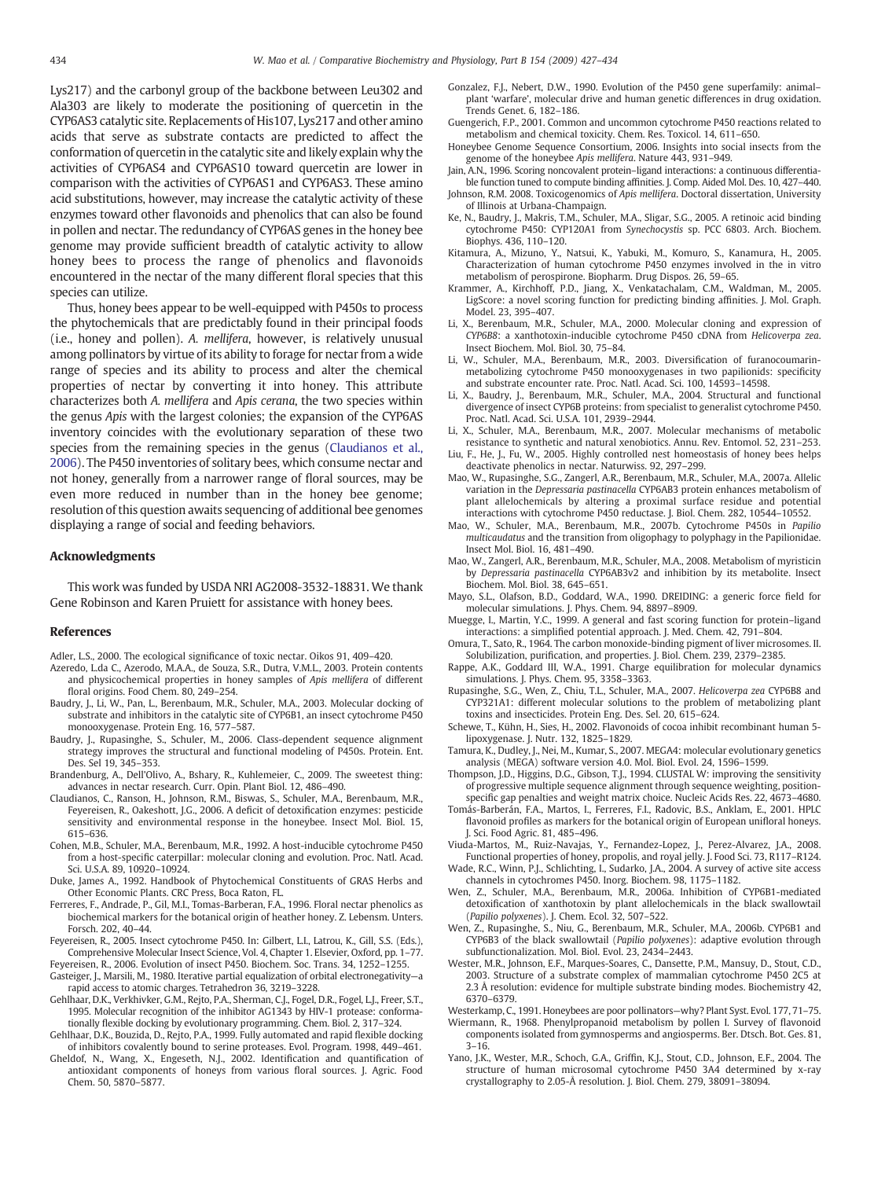Lys217) and the carbonyl group of the backbone between Leu302 and Ala303 are likely to moderate the positioning of quercetin in the CYP6AS3 catalytic site. Replacements of His107, Lys217 and other amino acids that serve as substrate contacts are predicted to affect the conformation of quercetin in the catalytic site and likely explain why the activities of CYP6AS4 and CYP6AS10 toward quercetin are lower in comparison with the activities of CYP6AS1 and CYP6AS3. These amino acid substitutions, however, may increase the catalytic activity of these enzymes toward other flavonoids and phenolics that can also be found in pollen and nectar. The redundancy of CYP6AS genes in the honey bee genome may provide sufficient breadth of catalytic activity to allow honey bees to process the range of phenolics and flavonoids encountered in the nectar of the many different floral species that this species can utilize.

Thus, honey bees appear to be well-equipped with P450s to process the phytochemicals that are predictably found in their principal foods (i.e., honey and pollen). *A. mellifera*, however, is relatively unusual among pollinators by virtue of its ability to forage for nectar from a wide range of species and its ability to process and alter the chemical properties of nectar by converting it into honey. This attribute characterizes both *A. mellifera* and *Apis cerana*, the two species within the genus *Apis* with the largest colonies; the expansion of the CYP6AS inventory coincides with the evolutionary separation of these two species from the remaining species in the genus (Claudianos et al., 2006). The P450 inventories of solitary bees, which consume nectar and not honey, generally from a narrower range of floral sources, may be even more reduced in number than in the honey bee genome; resolution of this question awaits sequencing of additional bee genomes displaying a range of social and feeding behaviors.

## Acknowledgments

This work was funded by USDA NRI AG2008-3532-18831. We thank Gene Robinson and Karen Pruiett for assistance with honey bees.

## References

Adler, L.S., 2000. The ecological significance of toxic nectar. Oikos 91, 409–420.

Azeredo, L.da C., Azerodo, M.A.A., de Souza, S.R., Dutra, V.M.L., 2003. Protein contents and physicochemical properties in honey samples of *Apis mellifera* of different floral origins. Food Chem. 80, 249–254.

Baudry, J., Li, W., Pan, L., Berenbaum, M.R., Schuler, M.A., 2003. Molecular docking of substrate and inhibitors in the catalytic site of CYP6B1, an insect cytochrome P450 monooxygenase. Protein Eng. 16, 577–587.

Baudry, J., Rupasinghe, S., Schuler, M., 2006. Class-dependent sequence alignment strategy improves the structural and functional modeling of P450s. Protein. Ent. Des. Sel 19, 345–353.

Brandenburg, A., Dell'Olivo, A., Bshary, R., Kuhlemeier, C., 2009. The sweetest thing: advances in nectar research. Curr. Opin. Plant Biol. 12, 486–490.

Claudianos, C., Ranson, H., Johnson, R.M., Biswas, S., Schuler, M.A., Berenbaum, M.R., Feyereisen, R., Oakeshott, J.G., 2006. A deficit of detoxification enzymes: pesticide sensitivity and environmental response in the honeybee. Insect Mol. Biol. 15, 615–636.

Cohen, M.B., Schuler, M.A., Berenbaum, M.R., 1992. A host-inducible cytochrome P450 from a host-specific caterpillar: molecular cloning and evolution. Proc. Natl. Acad. Sci. U.S.A. 89, 10920–10924.

Duke, James A., 1992. Handbook of Phytochemical Constituents of GRAS Herbs and Other Economic Plants. CRC Press, Boca Raton, FL.

Ferreres, F., Andrade, P., Gil, M.I., Tomas-Barberan, F.A., 1996. Floral nectar phenolics as biochemical markers for the botanical origin of heather honey. Z. Lebensm. Unters. Forsch. 202, 40–44.

Feyereisen, R., 2005. Insect cytochrome P450. In: Gilbert, L.I., Latrou, K., Gill, S.S. (Eds.), Comprehensive Molecular Insect Science, Vol. 4, Chapter 1. Elsevier, Oxford, pp. 1–77.

Feyereisen, R., 2006. Evolution of insect P450. Biochem. Soc. Trans. 34, 1252–1255.

Gasteiger, J., Marsili, M., 1980. Iterative partial equalization of orbital electronegativity—a rapid access to atomic charges. Tetrahedron 36, 3219–3228.

Gehlhaar, D.K., Verkhivker, G.M., Rejto, P.A., Sherman, C.J., Fogel, D.R., Fogel, L.J., Freer, S.T., 1995. Molecular recognition of the inhibitor AG1343 by HIV-1 protease: conformationally flexible docking by evolutionary programming. Chem. Biol. 2, 317–324.

Gehlhaar, D.K., Bouzida, D., Rejto, P.A., 1999. Fully automated and rapid flexible docking of inhibitors covalently bound to serine proteases. Evol. Program. 1998, 449–461.

Gheldof, N., Wang, X., Engeseth, N.J., 2002. Identification and quantification of antioxidant components of honeys from various floral sources. J. Agric. Food Chem. 50, 5870–5877.

Gonzalez, F.J., Nebert, D.W., 1990. Evolution of the P450 gene superfamily: animal–plant 'warfare', molecular drive and human genetic differences in drug oxidation. Trends Genet. 6, 182–186.

Guengerich, F.P., 2001. Common and uncommon cytochrome P450 reactions related to metabolism and chemical toxicity. Chem. Res. Toxicol. 14, 611–650.

Honeybee Genome Sequence Consortium, 2006. Insights into social insects from the genome of the honeybee *Apis mellifera*. Nature 443, 931–949.

Jain, A.N., 1996. Scoring noncovalent protein–ligand interactions: a continuous differentiable function tuned to compute binding affinities. J. Comp. Aided Mol. Des. 10, 427–440.

Johnson, R.M. 2008. Toxicogenomics of *Apis mellifera*. Doctoral dissertation, University of Illinois at Urbana-Champaign.

Ke, N., Baudry, J., Makris, T.M., Schuler, M.A., Sligar, S.G., 2005. A retinoic acid binding cytochrome P450: CYP120A1 from *Synechocystis* sp. PCC 6803. Arch. Biochem. Biophys. 436, 110–120.

Kitamura, A., Mizuno, Y., Natsui, K., Yabuki, M., Komuro, S., Kanamura, H., 2005. Characterization of human cytochrome P450 enzymes involved in the in vitro metabolism of perospirone. Biopharm. Drug Dispos. 26, 59–65.

Krammer, A., Kirchhoff, P.D., Jiang, X., Venkatachalam, C.M., Waldman, M., 2005. LigScore: a novel scoring function for predicting binding affinities. J. Mol. Graph. Model. 23, 395–407.

Li, X., Berenbaum, M.R., Schuler, M.A., 2000. Molecular cloning and expression of *CYP6B8*: a xanthotoxin-inducible cytochrome P450 cDNA from *Helicoverpa zea*. Insect Biochem. Mol. Biol. 30, 75–84.

Li, W., Schuler, M.A., Berenbaum, M.R., 2003. Diversification of furanocoumarin-metabolizing cytochrome P450 monooxygenases in two papilionids: specificity and substrate encounter rate. Proc. Natl. Acad. Sci. 100, 14593–14598.

Li, X., Baudry, J., Berenbaum, M.R., Schuler, M.A., 2004. Structural and functional divergence of insect CYP6B proteins: from specialist to generalist cytochrome P450. Proc. Natl. Acad. Sci. U.S.A. 101, 2939–2944.

Li, X., Schuler, M.A., Berenbaum, M.R., 2007. Molecular mechanisms of metabolic resistance to synthetic and natural xenobiotics. Annu. Rev. Entomol. 52, 231–253.

Liu, F., He, J., Fu, W., 2005. Highly controlled nest homeostasis of honey bees helps deactivate phenolics in nectar. Naturwiss. 92, 297–299.

Mao, W., Rupasinghe, S.G., Zangerl, A.R., Berenbaum, M.R., Schuler, M.A., 2007a. Allelic variation in the *Depressaria pastinacella* CYP6AB3 protein enhances metabolism of plant allelochemicals by altering a proximal surface residue and potential interactions with cytochrome P450 reductase. J. Biol. Chem. 282, 10544–10552.

Mao, W., Schuler, M.A., Berenbaum, M.R., 2007b. Cytochrome P450s in *Papilio multicaudatus* and the transition from oligophagy to polyphagy in the Papilionidae. Insect Mol. Biol. 16, 481–490.

Mao, W., Zangerl, A.R., Berenbaum, M.R., Schuler, M.A., 2008. Metabolism of myristicin by *Depressaria pastinacella* CYP6AB3v2 and inhibition by its metabolite. Insect Biochem. Mol. Biol. 38, 645–651.

Mayo, S.L., Olafson, B.D., Goddard, W.A., 1990. DREIDING: a generic force field for molecular simulations. J. Phys. Chem. 94, 8897–8909.

Muegge, I., Martin, Y.C., 1999. A general and fast scoring function for protein–ligand interactions: a simplified potential approach. J. Med. Chem. 42, 791–804.

Omura, T., Sato, R., 1964. The carbon monoxide-binding pigment of liver microsomes. II. Solubilization, purification, and properties. J. Biol. Chem. 239, 2379–2385.

Rappe, A.K., Goddard III, W.A., 1991. Charge equilibration for molecular dynamics simulations. J. Phys. Chem. 95, 3358–3363.

Rupasinghe, S.G., Wen, Z., Chiu, T.L., Schuler, M.A., 2007. *Helicoverpa zea* CYP6B8 and CYP321A1: different molecular solutions to the problem of metabolizing plant toxins and insecticides. Protein Eng. Des. Sel. 20, 615–624.

Schewe, T., Kühn, H., Sies, H., 2002. Flavonoids of cocoa inhibit recombinant human 5-lipoxygenase. J. Nutr. 132, 1825–1829.

Tamura, K., Dudley, J., Nei, M., Kumar, S., 2007. MEGA4: molecular evolutionary genetics analysis (MEGA) software version 4.0. Mol. Biol. Evol. 24, 1596–1599.

Thompson, J.D., Higgins, D.G., Gibson, T.J., 1994. CLUSTAL W: improving the sensitivity of progressive multiple sequence alignment through sequence weighting, position-specific gap penalties and weight matrix choice. Nucleic Acids Res. 22, 4673–4680.

Tomás-Barberán, F.A., Martos, I., Ferreres, F.I., Radovic, B.S., Anklam, E., 2001. HPLC flavonoid profiles as markers for the botanical origin of European unifloral honeys. J. Sci. Food Agric. 81, 485–496.

Viuda-Martos, M., Ruiz-Navajas, Y., Fernandez-Lopez, J., Perez-Alvarez, J.A., 2008. Functional properties of honey, propolis, and royal jelly. J. Food Sci. 73, R117–R124.

Wade, R.C., Winn, P.J., Schlichting, I., Sudarko, J.A., 2004. A survey of active site access channels in cytochromes P450. Inorg. Biochem. 98, 1175–1182.

Wen, Z., Schuler, M.A., Berenbaum, M.R., 2006a. Inhibition of CYP6B1-mediated detoxification of xanthotoxin by plant allelochemicals in the black swallowtail (*Papilio polyxenes*). J. Chem. Ecol. 32, 507–522.

Wen, Z., Rupasinghe, S., Niu, G., Berenbaum, M.R., Schuler, M.A., 2006b. CYP6B1 and CYP6B3 of the black swallowtail (*Papilio polyxenes*): adaptive evolution through subfunctionalization. Mol. Biol. Evol. 23, 2434–2443.

Wester, M.R., Johnson, E.F., Marques-Soares, C., Dansette, P.M., Mansuy, D., Stout, C.D., 2003. Structure of a substrate complex of mammalian cytochrome P450 2C5 at 2.3 Å resolution: evidence for multiple substrate binding modes. Biochemistry 42, 6370–6379.

Westerkamp, C., 1991. Honeybees are poor pollinators—why? Plant Syst. Evol. 177, 71–75.

Wiermann, R., 1968. Phenylpropanoid metabolism by pollen I. Survey of flavonoid components isolated from gymnosperms and angiosperms. Ber. Dtsch. Bot. Ges. 81, 3–16.

Yano, J.K., Wester, M.R., Schoch, G.A., Griffin, K.J., Stout, C.D., Johnson, E.F., 2004. The structure of human microsomal cytochrome P450 3A4 determined by x-ray crystallography to 2.05-Å resolution. J. Biol. Chem. 279, 38091–38094.